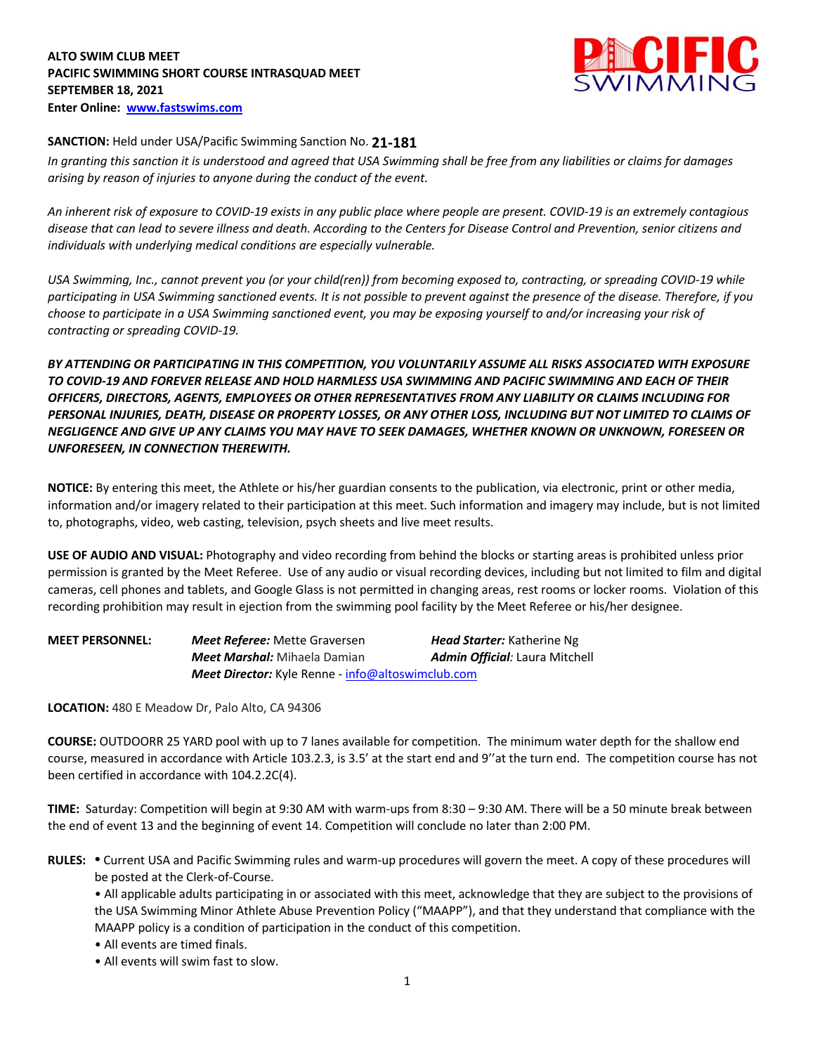**ALTO SWIM CLUB MEET**
**PACIFIC SWIMMING SHORT COURSE INTRASQUAD MEET**
**SEPTEMBER 18, 2021**
**Enter Online: [www.fastswims.com](www.fastswims.com)**

**SANCTION:** Held under USA/Pacific Swimming Sanction No. **21-181**

*In granting this sanction it is understood and agreed that USA Swimming shall be free from any liabilities or claims for damages arising by reason of injuries to anyone during the conduct of the event.*

*An inherent risk of exposure to COVID-19 exists in any public place where people are present. COVID-19 is an extremely contagious disease that can lead to severe illness and death. According to the Centers for Disease Control and Prevention, senior citizens and individuals with underlying medical conditions are especially vulnerable.*

*USA Swimming, Inc., cannot prevent you (or your child(ren)) from becoming exposed to, contracting, or spreading COVID-19 while participating in USA Swimming sanctioned events. It is not possible to prevent against the presence of the disease. Therefore, if you choose to participate in a USA Swimming sanctioned event, you may be exposing yourself to and/or increasing your risk of contracting or spreading COVID-19.*

***BY ATTENDING OR PARTICIPATING IN THIS COMPETITION, YOU VOLUNTARILY ASSUME ALL RISKS ASSOCIATED WITH EXPOSURE TO COVID-19 AND FOREVER RELEASE AND HOLD HARMLESS USA SWIMMING AND PACIFIC SWIMMING AND EACH OF THEIR OFFICERS, DIRECTORS, AGENTS, EMPLOYEES OR OTHER REPRESENTATIVES FROM ANY LIABILITY OR CLAIMS INCLUDING FOR PERSONAL INJURIES, DEATH, DISEASE OR PROPERTY LOSSES, OR ANY OTHER LOSS, INCLUDING BUT NOT LIMITED TO CLAIMS OF NEGLIGENCE AND GIVE UP ANY CLAIMS YOU MAY HAVE TO SEEK DAMAGES, WHETHER KNOWN OR UNKNOWN, FORESEEN OR UNFORESEEN, IN CONNECTION THEREWITH.***

**NOTICE:** By entering this meet, the Athlete or his/her guardian consents to the publication, via electronic, print or other media, information and/or imagery related to their participation at this meet. Such information and imagery may include, but is not limited to, photographs, video, web casting, television, psych sheets and live meet results.

**USE OF AUDIO AND VISUAL:** Photography and video recording from behind the blocks or starting areas is prohibited unless prior permission is granted by the Meet Referee. Use of any audio or visual recording devices, including but not limited to film and digital cameras, cell phones and tablets, and Google Glass is not permitted in changing areas, rest rooms or locker rooms. Violation of this recording prohibition may result in ejection from the swimming pool facility by the Meet Referee or his/her designee.

**MEET PERSONNEL:**
***Meet Referee:*** Mette Graversen
***Head Starter:*** Katherine Ng
***Meet Marshal:*** Mihaela Damian
***Admin Official:*** Laura Mitchell
***Meet Director:*** Kyle Renne - [info@altoswimclub.com](mailto:info@altoswimclub.com)

**LOCATION:** 480 E Meadow Dr, Palo Alto, CA 94306

**COURSE:** OUTDOORR 25 YARD pool with up to 7 lanes available for competition. The minimum water depth for the shallow end course, measured in accordance with Article 103.2.3, is 3.5' at the start end and 9''at the turn end. The competition course has not been certified in accordance with 104.2.2C(4).

**TIME:** Saturday: Competition will begin at 9:30 AM with warm-ups from 8:30 – 9:30 AM. There will be a 50 minute break between the end of event 13 and the beginning of event 14. Competition will conclude no later than 2:00 PM.

**RULES:**
- Current USA and Pacific Swimming rules and warm-up procedures will govern the meet. A copy of these procedures will be posted at the Clerk-of-Course.
- All applicable adults participating in or associated with this meet, acknowledge that they are subject to the provisions of the USA Swimming Minor Athlete Abuse Prevention Policy ("MAAPP"), and that they understand that compliance with the MAAPP policy is a condition of participation in the conduct of this competition.
- All events are timed finals.
- All events will swim fast to slow.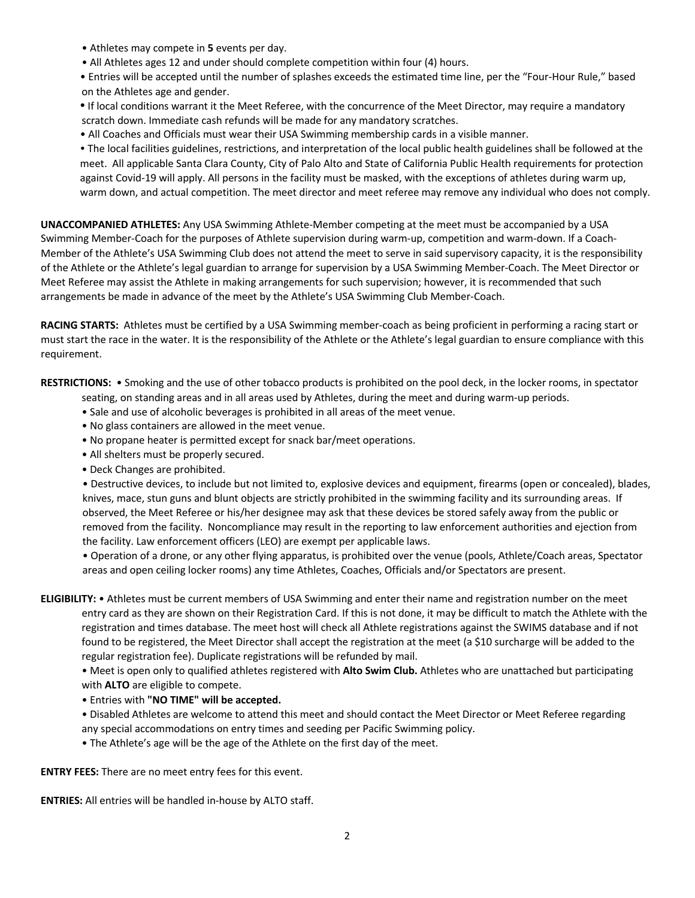- Athletes may compete in **5** events per day.
- All Athletes ages 12 and under should complete competition within four (4) hours.
- Entries will be accepted until the number of splashes exceeds the estimated time line, per the "Four-Hour Rule," based on the Athletes age and gender.
- If local conditions warrant it the Meet Referee, with the concurrence of the Meet Director, may require a mandatory scratch down. Immediate cash refunds will be made for any mandatory scratches.
- All Coaches and Officials must wear their USA Swimming membership cards in a visible manner.
- The local facilities guidelines, restrictions, and interpretation of the local public health guidelines shall be followed at the meet. All applicable Santa Clara County, City of Palo Alto and State of California Public Health requirements for protection against Covid-19 will apply. All persons in the facility must be masked, with the exceptions of athletes during warm up, warm down, and actual competition. The meet director and meet referee may remove any individual who does not comply.

**UNACCOMPANIED ATHLETES:** Any USA Swimming Athlete-Member competing at the meet must be accompanied by a USA Swimming Member-Coach for the purposes of Athlete supervision during warm-up, competition and warm-down. If a Coach-Member of the Athlete's USA Swimming Club does not attend the meet to serve in said supervisory capacity, it is the responsibility of the Athlete or the Athlete's legal guardian to arrange for supervision by a USA Swimming Member-Coach. The Meet Director or Meet Referee may assist the Athlete in making arrangements for such supervision; however, it is recommended that such arrangements be made in advance of the meet by the Athlete's USA Swimming Club Member-Coach.

**RACING STARTS:** Athletes must be certified by a USA Swimming member-coach as being proficient in performing a racing start or must start the race in the water. It is the responsibility of the Athlete or the Athlete's legal guardian to ensure compliance with this requirement.

**RESTRICTIONS:**

- Smoking and the use of other tobacco products is prohibited on the pool deck, in the locker rooms, in spectator seating, on standing areas and in all areas used by Athletes, during the meet and during warm-up periods.
- Sale and use of alcoholic beverages is prohibited in all areas of the meet venue.
- No glass containers are allowed in the meet venue.
- No propane heater is permitted except for snack bar/meet operations.
- All shelters must be properly secured.
- Deck Changes are prohibited.
- Destructive devices, to include but not limited to, explosive devices and equipment, firearms (open or concealed), blades, knives, mace, stun guns and blunt objects are strictly prohibited in the swimming facility and its surrounding areas. If observed, the Meet Referee or his/her designee may ask that these devices be stored safely away from the public or removed from the facility. Noncompliance may result in the reporting to law enforcement authorities and ejection from the facility. Law enforcement officers (LEO) are exempt per applicable laws.
- Operation of a drone, or any other flying apparatus, is prohibited over the venue (pools, Athlete/Coach areas, Spectator areas and open ceiling locker rooms) any time Athletes, Coaches, Officials and/or Spectators are present.

**ELIGIBILITY:**

- Athletes must be current members of USA Swimming and enter their name and registration number on the meet entry card as they are shown on their Registration Card. If this is not done, it may be difficult to match the Athlete with the registration and times database. The meet host will check all Athlete registrations against the SWIMS database and if not found to be registered, the Meet Director shall accept the registration at the meet (a $10 surcharge will be added to the regular registration fee). Duplicate registrations will be refunded by mail.
- Meet is open only to qualified athletes registered with **Alto Swim Club.** Athletes who are unattached but participating with **ALTO** are eligible to compete.
- Entries with **"NO TIME" will be accepted.**
- Disabled Athletes are welcome to attend this meet and should contact the Meet Director or Meet Referee regarding any special accommodations on entry times and seeding per Pacific Swimming policy.
- The Athlete's age will be the age of the Athlete on the first day of the meet.

**ENTRY FEES:** There are no meet entry fees for this event.

**ENTRIES:** All entries will be handled in-house by ALTO staff.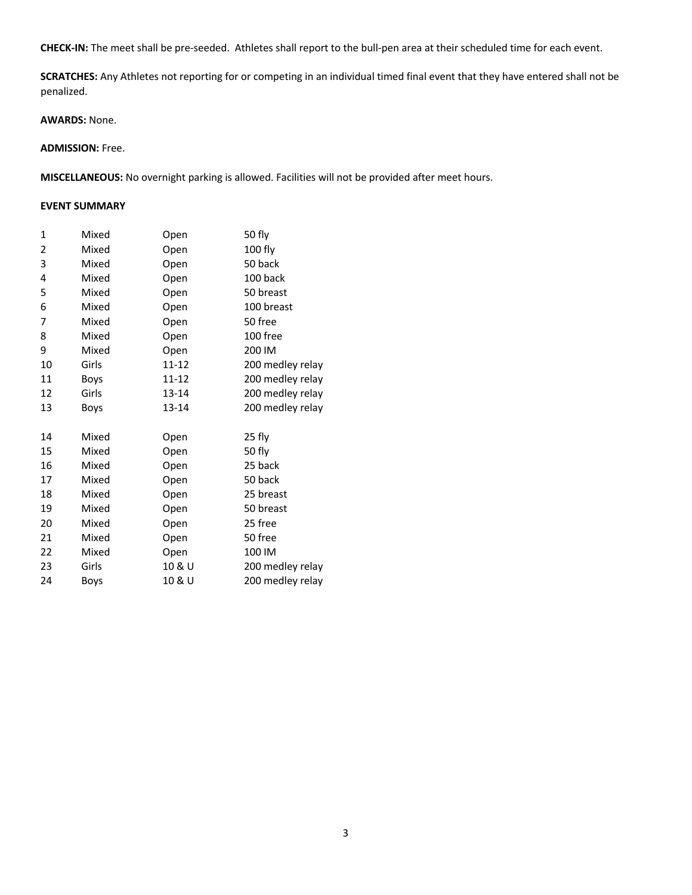**CHECK-IN:** The meet shall be pre-seeded. Athletes shall report to the bull-pen area at their scheduled time for each event.

**SCRATCHES:** Any Athletes not reporting for or competing in an individual timed final event that they have entered shall not be penalized.

**AWARDS:** None.

**ADMISSION:** Free.

**MISCELLANEOUS:** No overnight parking is allowed. Facilities will not be provided after meet hours.

**EVENT SUMMARY**

| | | | |
|---|---|---|---|
| 1 | Mixed | Open | 50 fly |
| 2 | Mixed | Open | 100 fly |
| 3 | Mixed | Open | 50 back |
| 4 | Mixed | Open | 100 back |
| 5 | Mixed | Open | 50 breast |
| 6 | Mixed | Open | 100 breast |
| 7 | Mixed | Open | 50 free |
| 8 | Mixed | Open | 100 free |
| 9 | Mixed | Open | 200 IM |
| 10 | Girls | 11-12 | 200 medley relay |
| 11 | Boys | 11-12 | 200 medley relay |
| 12 | Girls | 13-14 | 200 medley relay |
| 13 | Boys | 13-14 | 200 medley relay |

| | | | |
|---|---|---|---|
| 14 | Mixed | Open | 25 fly |
| 15 | Mixed | Open | 50 fly |
| 16 | Mixed | Open | 25 back |
| 17 | Mixed | Open | 50 back |
| 18 | Mixed | Open | 25 breast |
| 19 | Mixed | Open | 50 breast |
| 20 | Mixed | Open | 25 free |
| 21 | Mixed | Open | 50 free |
| 22 | Mixed | Open | 100 IM |
| 23 | Girls | 10 & U | 200 medley relay |
| 24 | Boys | 10 & U | 200 medley relay |